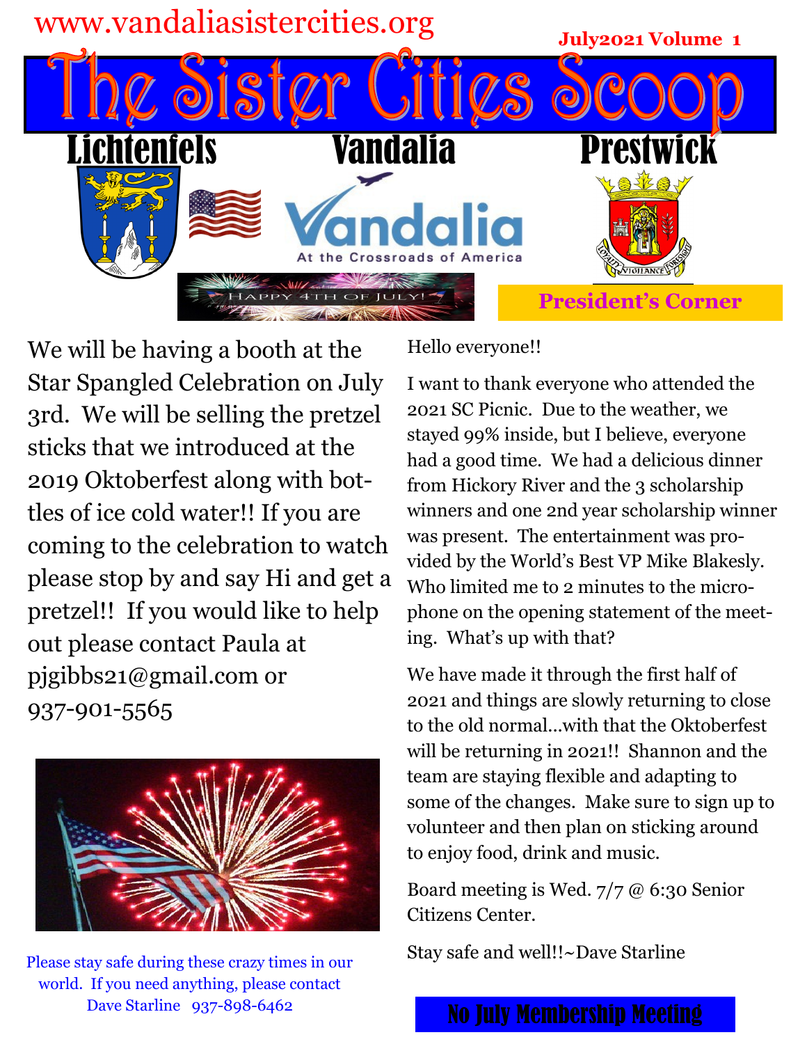www.vandaliasistercities.org

July2021 Volume 1

# The Sister Cities Scoop

**Lichtenfels** **Vandalia** **Prestwick**

Vandalia
At the Crossroads of America

LOYALTY VIGILANCE FORESIGHT

HAPPY 4TH OF JULY!

We will be having a booth at the Star Spangled Celebration on July 3rd. We will be selling the pretzel sticks that we introduced at the 2019 Oktoberfest along with bottles of ice cold water!! If you are coming to the celebration to watch please stop by and say Hi and get a pretzel!! If you would like to help out please contact Paula at pjgibbs21@gmail.com or 937-901-5565

Please stay safe during these crazy times in our world. If you need anything, please contact Dave Starline 937-898-6462

## President's Corner

Hello everyone!!

I want to thank everyone who attended the 2021 SC Picnic. Due to the weather, we stayed 99% inside, but I believe, everyone had a good time. We had a delicious dinner from Hickory River and the 3 scholarship winners and one 2nd year scholarship winner was present. The entertainment was provided by the World's Best VP Mike Blakesly. Who limited me to 2 minutes to the microphone on the opening statement of the meeting. What's up with that?

We have made it through the first half of 2021 and things are slowly returning to close to the old normal...with that the Oktoberfest will be returning in 2021!! Shannon and the team are staying flexible and adapting to some of the changes. Make sure to sign up to volunteer and then plan on sticking around to enjoy food, drink and music.

Board meeting is Wed. 7/7 @ 6:30 Senior Citizens Center.

Stay safe and well!!~Dave Starline

**No July Membership Meeting**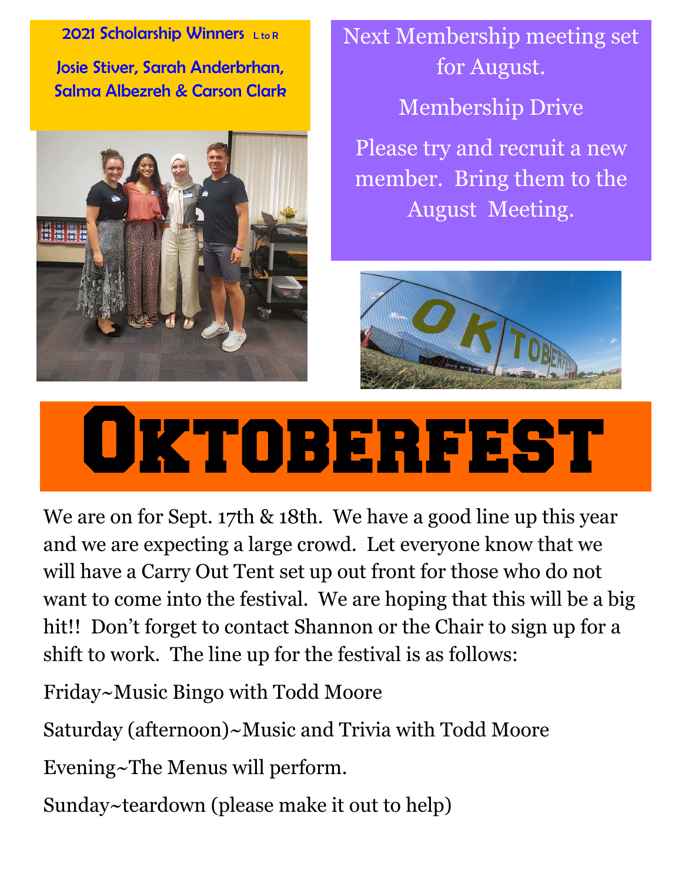**2021 Scholarship Winners** L to R

**Josie Stiver, Sarah Anderbrhan, Salma Albezreh & Carson Clark**

Next Membership meeting set for August.

Membership Drive

Please try and recruit a new member. Bring them to the August Meeting.

# Oktoberfest

We are on for Sept. 17th & 18th. We have a good line up this year and we are expecting a large crowd. Let everyone know that we will have a Carry Out Tent set up out front for those who do not want to come into the festival. We are hoping that this will be a big hit!! Don't forget to contact Shannon or the Chair to sign up for a shift to work. The line up for the festival is as follows:

Friday~Music Bingo with Todd Moore

Saturday (afternoon)~Music and Trivia with Todd Moore

Evening~The Menus will perform.

Sunday~teardown (please make it out to help)